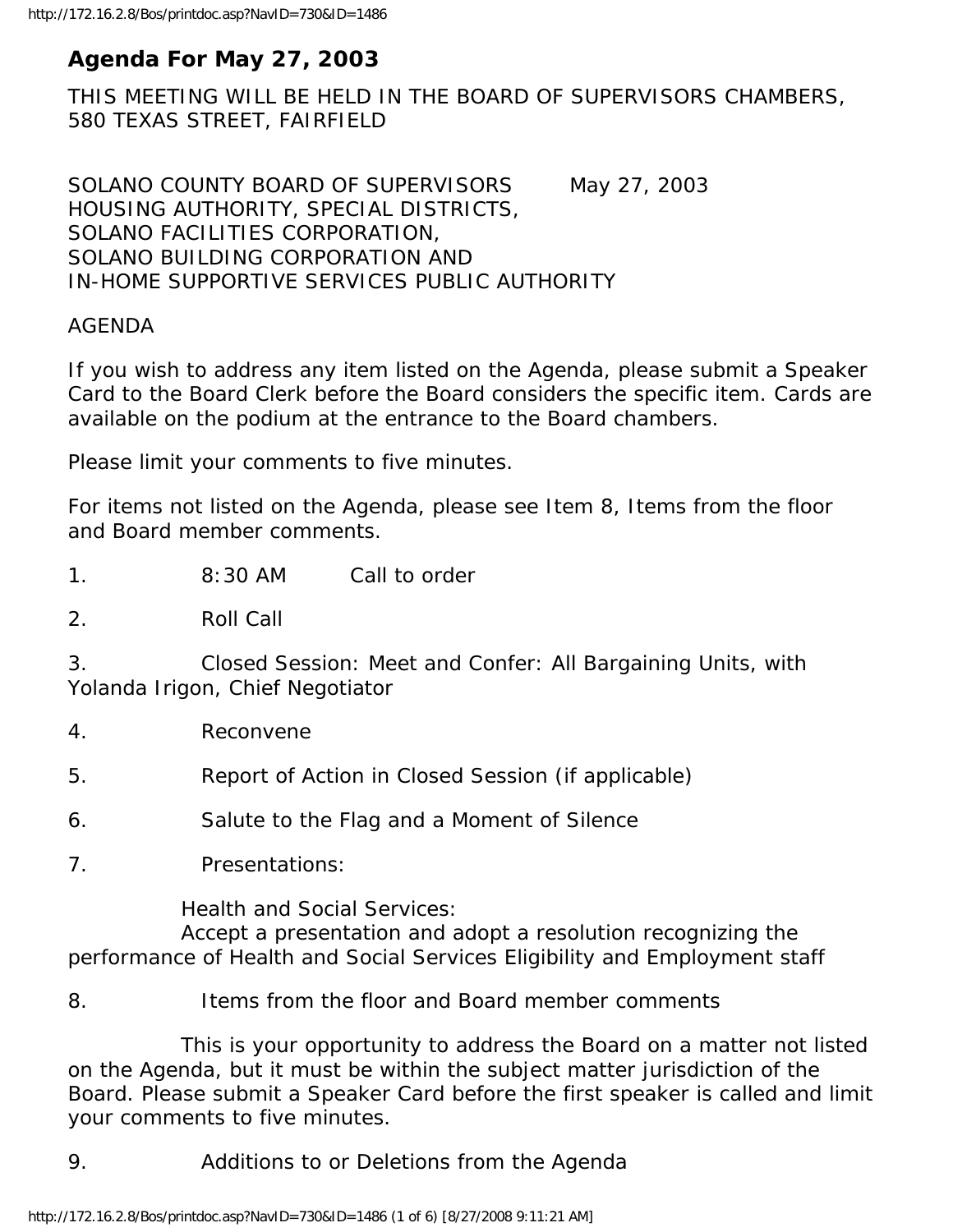# Agenda For May 27, 2003

THIS MEETING WILL BE HELD IN THE BOARD OF SUPERVISORS CHAMBERS, 580 TEXAS STREET, FAIRFIELD

SOLANO COUNTY BOARD OF SUPERVISORS May 27, 2003
HOUSING AUTHORITY, SPECIAL DISTRICTS,
SOLANO FACILITIES CORPORATION,
SOLANO BUILDING CORPORATION AND
IN-HOME SUPPORTIVE SERVICES PUBLIC AUTHORITY

AGENDA

If you wish to address any item listed on the Agenda, please submit a Speaker Card to the Board Clerk before the Board considers the specific item. Cards are available on the podium at the entrance to the Board chambers.

Please limit your comments to five minutes.

For items not listed on the Agenda, please see Item 8, Items from the floor and Board member comments.

1. 8:30 AM Call to order

2. Roll Call

3. Closed Session: Meet and Confer: All Bargaining Units, with Yolanda Irigon, Chief Negotiator

4. Reconvene

5. Report of Action in Closed Session (if applicable)

6. Salute to the Flag and a Moment of Silence

7. Presentations:

   Health and Social Services:
   Accept a presentation and adopt a resolution recognizing the performance of Health and Social Services Eligibility and Employment staff

8. Items from the floor and Board member comments

   This is your opportunity to address the Board on a matter not listed on the Agenda, but it must be within the subject matter jurisdiction of the Board. Please submit a Speaker Card before the first speaker is called and limit your comments to five minutes.

9. Additions to or Deletions from the Agenda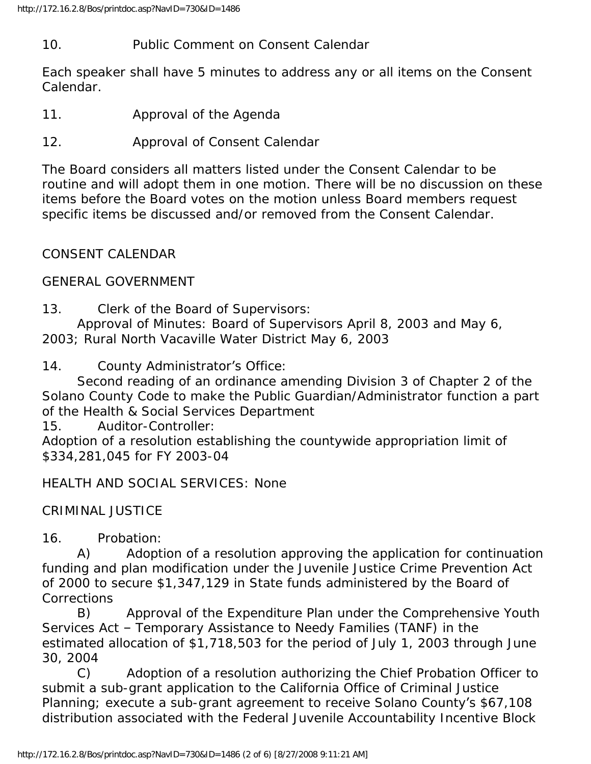10. Public Comment on Consent Calendar

Each speaker shall have 5 minutes to address any or all items on the Consent Calendar.

11. Approval of the Agenda

12. Approval of Consent Calendar

The Board considers all matters listed under the Consent Calendar to be routine and will adopt them in one motion. There will be no discussion on these items before the Board votes on the motion unless Board members request specific items be discussed and/or removed from the Consent Calendar.

CONSENT CALENDAR

GENERAL GOVERNMENT

13. Clerk of the Board of Supervisors:
Approval of Minutes: Board of Supervisors April 8, 2003 and May 6, 2003; Rural North Vacaville Water District May 6, 2003

14. County Administrator's Office:
Second reading of an ordinance amending Division 3 of Chapter 2 of the Solano County Code to make the Public Guardian/Administrator function a part of the Health & Social Services Department

15. Auditor-Controller:
Adoption of a resolution establishing the countywide appropriation limit of $334,281,045 for FY 2003-04

HEALTH AND SOCIAL SERVICES: None

CRIMINAL JUSTICE

16. Probation:

A) Adoption of a resolution approving the application for continuation funding and plan modification under the Juvenile Justice Crime Prevention Act of 2000 to secure $1,347,129 in State funds administered by the Board of Corrections

B) Approval of the Expenditure Plan under the Comprehensive Youth Services Act – Temporary Assistance to Needy Families (TANF) in the estimated allocation of $1,718,503 for the period of July 1, 2003 through June 30, 2004

C) Adoption of a resolution authorizing the Chief Probation Officer to submit a sub-grant application to the California Office of Criminal Justice Planning; execute a sub-grant agreement to receive Solano County's $67,108 distribution associated with the Federal Juvenile Accountability Incentive Block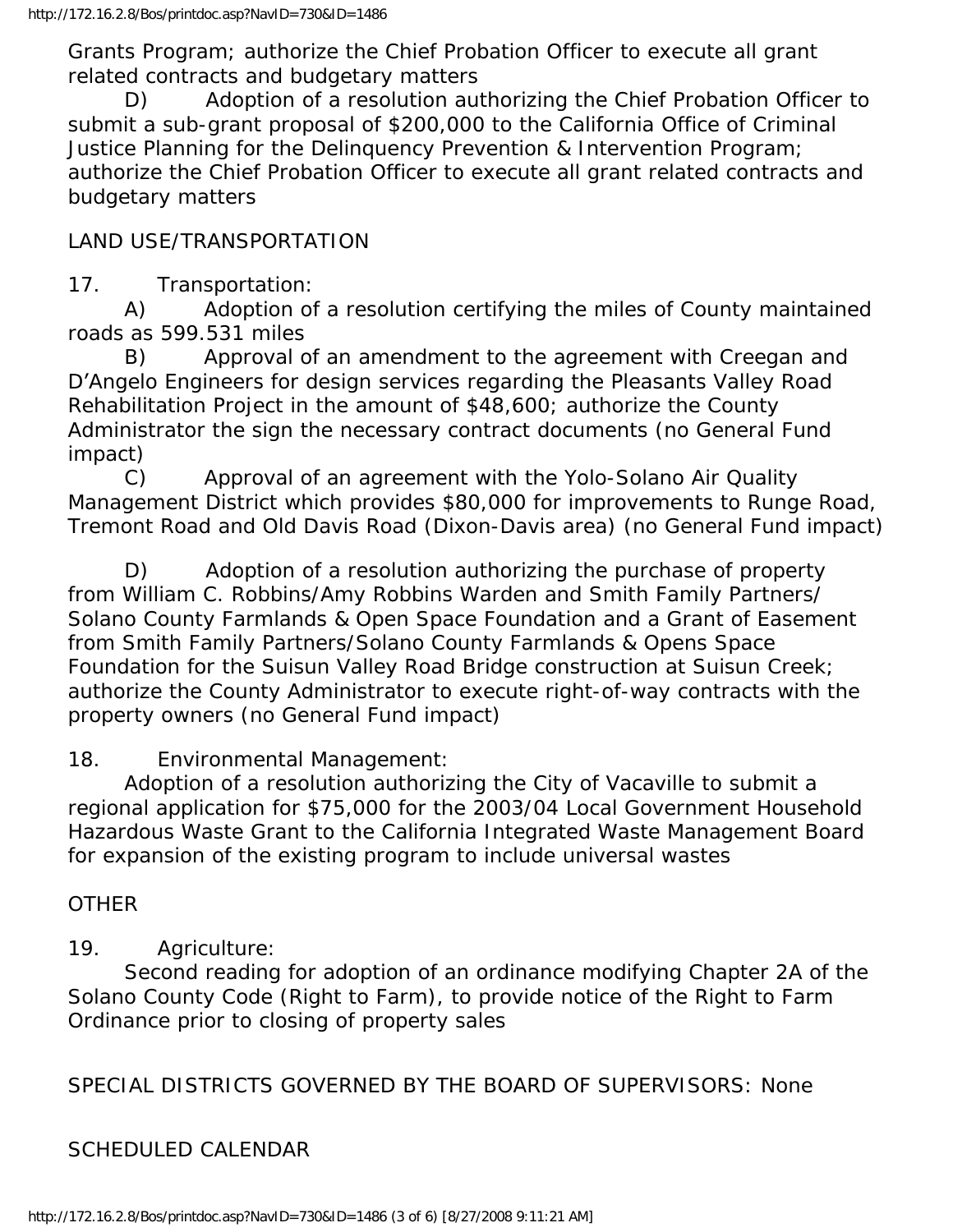Grants Program; authorize the Chief Probation Officer to execute all grant related contracts and budgetary matters

D) Adoption of a resolution authorizing the Chief Probation Officer to submit a sub-grant proposal of $200,000 to the California Office of Criminal Justice Planning for the Delinquency Prevention & Intervention Program; authorize the Chief Probation Officer to execute all grant related contracts and budgetary matters

LAND USE/TRANSPORTATION

17. Transportation:

A) Adoption of a resolution certifying the miles of County maintained roads as 599.531 miles

B) Approval of an amendment to the agreement with Creegan and D'Angelo Engineers for design services regarding the Pleasants Valley Road Rehabilitation Project in the amount of $48,600; authorize the County Administrator the sign the necessary contract documents (no General Fund impact)

C) Approval of an agreement with the Yolo-Solano Air Quality Management District which provides $80,000 for improvements to Runge Road, Tremont Road and Old Davis Road (Dixon-Davis area) (no General Fund impact)

D) Adoption of a resolution authorizing the purchase of property from William C. Robbins/Amy Robbins Warden and Smith Family Partners/ Solano County Farmlands & Open Space Foundation and a Grant of Easement from Smith Family Partners/Solano County Farmlands & Opens Space Foundation for the Suisun Valley Road Bridge construction at Suisun Creek; authorize the County Administrator to execute right-of-way contracts with the property owners (no General Fund impact)

18. Environmental Management:

Adoption of a resolution authorizing the City of Vacaville to submit a regional application for $75,000 for the 2003/04 Local Government Household Hazardous Waste Grant to the California Integrated Waste Management Board for expansion of the existing program to include universal wastes

OTHER

19. Agriculture:

Second reading for adoption of an ordinance modifying Chapter 2A of the Solano County Code (Right to Farm), to provide notice of the Right to Farm Ordinance prior to closing of property sales

SPECIAL DISTRICTS GOVERNED BY THE BOARD OF SUPERVISORS: None

SCHEDULED CALENDAR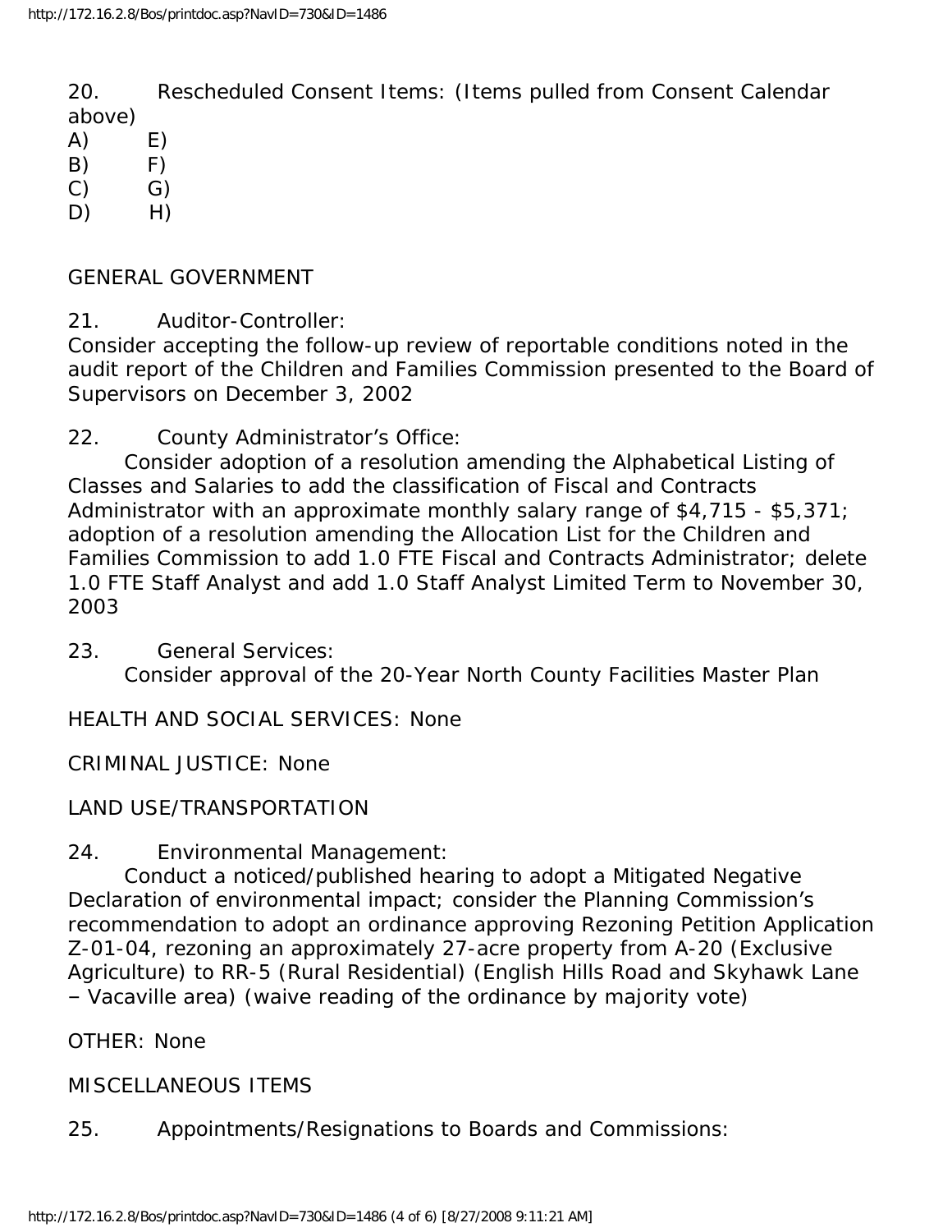20. Rescheduled Consent Items: (Items pulled from Consent Calendar above)

A) E)
B) F)
C) G)
D) H)

GENERAL GOVERNMENT

21. Auditor-Controller:
Consider accepting the follow-up review of reportable conditions noted in the audit report of the Children and Families Commission presented to the Board of Supervisors on December 3, 2002

22. County Administrator's Office:
Consider adoption of a resolution amending the Alphabetical Listing of Classes and Salaries to add the classification of Fiscal and Contracts Administrator with an approximate monthly salary range of $4,715 - $5,371; adoption of a resolution amending the Allocation List for the Children and Families Commission to add 1.0 FTE Fiscal and Contracts Administrator; delete 1.0 FTE Staff Analyst and add 1.0 Staff Analyst Limited Term to November 30, 2003

23. General Services:
Consider approval of the 20-Year North County Facilities Master Plan

HEALTH AND SOCIAL SERVICES: None

CRIMINAL JUSTICE: None

LAND USE/TRANSPORTATION

24. Environmental Management:
Conduct a noticed/published hearing to adopt a Mitigated Negative Declaration of environmental impact; consider the Planning Commission's recommendation to adopt an ordinance approving Rezoning Petition Application Z-01-04, rezoning an approximately 27-acre property from A-20 (Exclusive Agriculture) to RR-5 (Rural Residential) (English Hills Road and Skyhawk Lane – Vacaville area) (waive reading of the ordinance by majority vote)

OTHER: None

MISCELLANEOUS ITEMS

25. Appointments/Resignations to Boards and Commissions: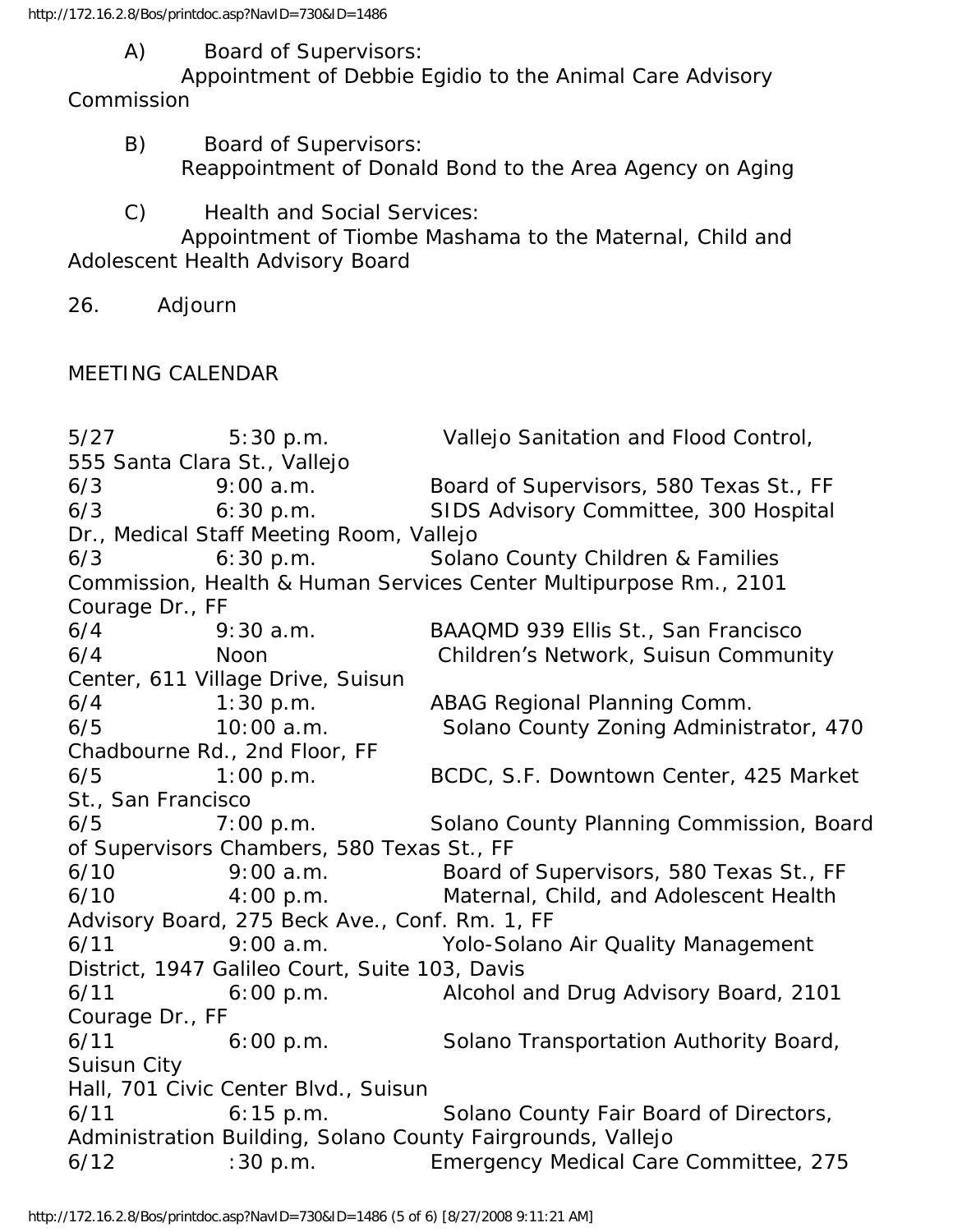A) Board of Supervisors:
Appointment of Debbie Egidio to the Animal Care Advisory Commission

B) Board of Supervisors:
Reappointment of Donald Bond to the Area Agency on Aging

C) Health and Social Services:
Appointment of Tiombe Mashama to the Maternal, Child and Adolescent Health Advisory Board

26. Adjourn

MEETING CALENDAR

5/27 5:30 p.m. Vallejo Sanitation and Flood Control, 555 Santa Clara St., Vallejo
6/3 9:00 a.m. Board of Supervisors, 580 Texas St., FF
6/3 6:30 p.m. SIDS Advisory Committee, 300 Hospital Dr., Medical Staff Meeting Room, Vallejo
6/3 6:30 p.m. Solano County Children & Families Commission, Health & Human Services Center Multipurpose Rm., 2101 Courage Dr., FF
6/4 9:30 a.m. BAAQMD 939 Ellis St., San Francisco
6/4 Noon Children's Network, Suisun Community Center, 611 Village Drive, Suisun
6/4 1:30 p.m. ABAG Regional Planning Comm.
6/5 10:00 a.m. Solano County Zoning Administrator, 470 Chadbourne Rd., 2nd Floor, FF
6/5 1:00 p.m. BCDC, S.F. Downtown Center, 425 Market St., San Francisco
6/5 7:00 p.m. Solano County Planning Commission, Board of Supervisors Chambers, 580 Texas St., FF
6/10 9:00 a.m. Board of Supervisors, 580 Texas St., FF
6/10 4:00 p.m. Maternal, Child, and Adolescent Health Advisory Board, 275 Beck Ave., Conf. Rm. 1, FF
6/11 9:00 a.m. Yolo-Solano Air Quality Management District, 1947 Galileo Court, Suite 103, Davis
6/11 6:00 p.m. Alcohol and Drug Advisory Board, 2101 Courage Dr., FF
6/11 6:00 p.m. Solano Transportation Authority Board, Suisun City
Hall, 701 Civic Center Blvd., Suisun
6/11 6:15 p.m. Solano County Fair Board of Directors, Administration Building, Solano County Fairgrounds, Vallejo
6/12 :30 p.m. Emergency Medical Care Committee, 275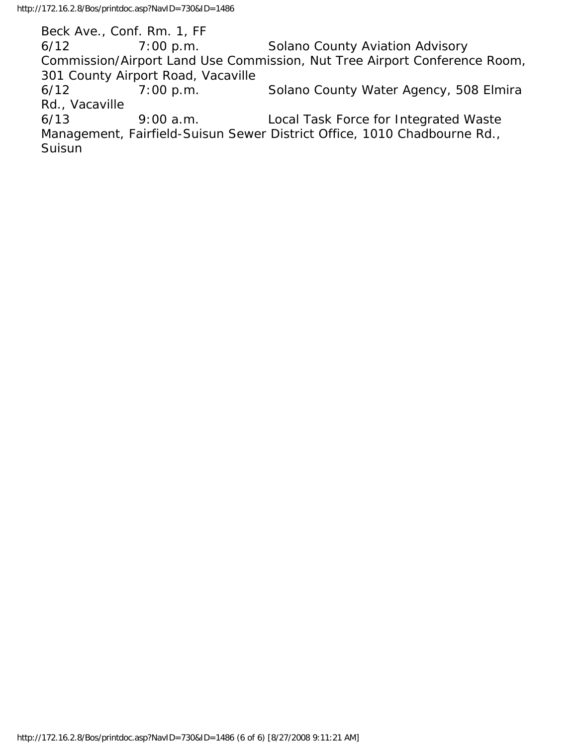Beck Ave., Conf. Rm. 1, FF

6/12 7:00 p.m. Solano County Aviation Advisory Commission/Airport Land Use Commission, Nut Tree Airport Conference Room, 301 County Airport Road, Vacaville

6/12 7:00 p.m. Solano County Water Agency, 508 Elmira Rd., Vacaville

6/13 9:00 a.m. Local Task Force for Integrated Waste Management, Fairfield-Suisun Sewer District Office, 1010 Chadbourne Rd., Suisun